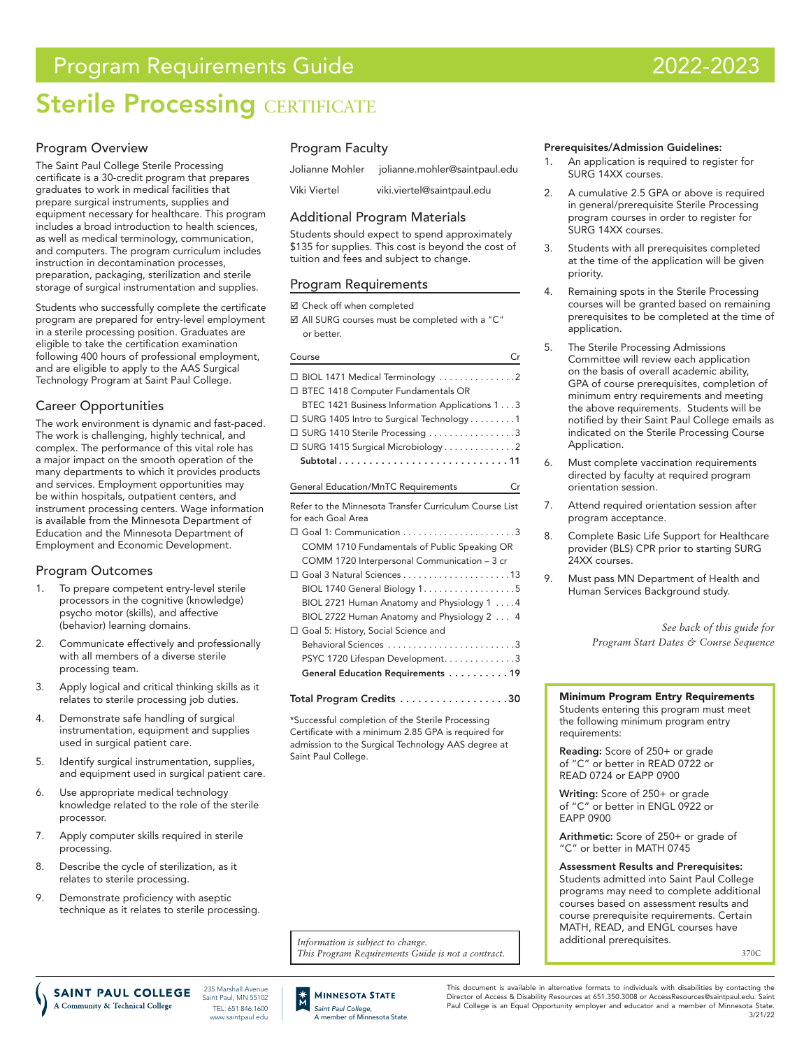# Program Requirements Guide 2022-2023

# Sterile Processing CERTIFICATE

## Program Overview

The Saint Paul College Sterile Processing certificate is a 30-credit program that prepares graduates to work in medical facilities that prepare surgical instruments, supplies and equipment necessary for healthcare. This program includes a broad introduction to health sciences, as well as medical terminology, communication, and computers. The program curriculum includes instruction in decontamination processes, preparation, packaging, sterilization and sterile storage of surgical instrumentation and supplies.

Students who successfully complete the certificate program are prepared for entry-level employment in a sterile processing position. Graduates are eligible to take the certification examination following 400 hours of professional employment, and are eligible to apply to the AAS Surgical Technology Program at Saint Paul College.

## Career Opportunities

The work environment is dynamic and fast-paced. The work is challenging, highly technical, and complex. The performance of this vital role has a major impact on the smooth operation of the many departments to which it provides products and services. Employment opportunities may be within hospitals, outpatient centers, and instrument processing centers. Wage information is available from the Minnesota Department of Education and the Minnesota Department of Employment and Economic Development.

## Program Outcomes

1. To prepare competent entry-level sterile processors in the cognitive (knowledge) psycho motor (skills), and affective (behavior) learning domains.
2. Communicate effectively and professionally with all members of a diverse sterile processing team.
3. Apply logical and critical thinking skills as it relates to sterile processing job duties.
4. Demonstrate safe handling of surgical instrumentation, equipment and supplies used in surgical patient care.
5. Identify surgical instrumentation, supplies, and equipment used in surgical patient care.
6. Use appropriate medical technology knowledge related to the role of the sterile processor.
7. Apply computer skills required in sterile processing.
8. Describe the cycle of sterilization, as it relates to sterile processing.
9. Demonstrate proficiency with aseptic technique as it relates to sterile processing.

## Program Faculty

Jolianne Mohler jolianne.mohler@saintpaul.edu

Viki Viertel viki.viertel@saintpaul.edu

## Additional Program Materials

Students should expect to spend approximately $135 for supplies. This cost is beyond the cost of tuition and fees and subject to change.

## Program Requirements

☑ Check off when completed

☑ All SURG courses must be completed with a "C" or better.

| Course | Cr |
|---|---|
| ☐ BIOL 1471 Medical Terminology | 2 |
| ☐ BTEC 1418 Computer Fundamentals OR BTEC 1421 Business Information Applications 1 | 3 |
| ☐ SURG 1405 Intro to Surgical Technology | 1 |
| ☐ SURG 1410 Sterile Processing | 3 |
| ☐ SURG 1415 Surgical Microbiology | 2 |
| **Subtotal** | **11** |

| General Education/MnTC Requirements | Cr |
|---|---|
| Refer to the Minnesota Transfer Curriculum Course List for each Goal Area | |
| ☐ Goal 1: Communication | 3 |
| COMM 1710 Fundamentals of Public Speaking OR COMM 1720 Interpersonal Communication – 3 cr | |
| ☐ Goal 3 Natural Sciences | 13 |
| BIOL 1740 General Biology 1 | 5 |
| BIOL 2721 Human Anatomy and Physiology 1 | 4 |
| BIOL 2722 Human Anatomy and Physiology 2 | 4 |
| ☐ Goal 5: History, Social Science and Behavioral Sciences | 3 |
| PSYC 1720 Lifespan Development | 3 |
| **General Education Requirements** | **19** |

**Total Program Credits .................. 30**

*Successful completion of the Sterile Processing Certificate with a minimum 2.85 GPA is required for admission to the Surgical Technology AAS degree at Saint Paul College.

*Information is subject to change.*
*This Program Requirements Guide is not a contract.*

### Prerequisites/Admission Guidelines:

1. An application is required to register for SURG 14XX courses.
2. A cumulative 2.5 GPA or above is required in general/prerequisite Sterile Processing program courses in order to register for SURG 14XX courses.
3. Students with all prerequisites completed at the time of the application will be given priority.
4. Remaining spots in the Sterile Processing courses will be granted based on remaining prerequisites to be completed at the time of application.
5. The Sterile Processing Admissions Committee will review each application on the basis of overall academic ability, GPA of course prerequisites, completion of minimum entry requirements and meeting the above requirements. Students will be notified by their Saint Paul College emails as indicated on the Sterile Processing Course Application.
6. Must complete vaccination requirements directed by faculty at required program orientation session.
7. Attend required orientation session after program acceptance.
8. Complete Basic Life Support for Healthcare provider (BLS) CPR prior to starting SURG 24XX courses.
9. Must pass MN Department of Health and Human Services Background study.

*See back of this guide for Program Start Dates & Course Sequence*

### Minimum Program Entry Requirements

Students entering this program must meet the following minimum program entry requirements:

**Reading:** Score of 250+ or grade of "C" or better in READ 0722 or READ 0724 or EAPP 0900

**Writing:** Score of 250+ or grade of "C" or better in ENGL 0922 or EAPP 0900

**Arithmetic:** Score of 250+ or grade of "C" or better in MATH 0745

**Assessment Results and Prerequisites:** Students admitted into Saint Paul College programs may need to complete additional courses based on assessment results and course prerequisite requirements. Certain MATH, READ, and ENGL courses have additional prerequisites.

370C

SAINT PAUL COLLEGE A Community & Technical College — 235 Marshall Avenue, Saint Paul, MN 55102, TEL: 651.846.1600, www.saintpaul.edu

MINNESOTA STATE — Saint Paul College, A member of Minnesota State

This document is available in alternative formats to individuals with disabilities by contacting the Director of Access & Disability Resources at 651.350.3008 or AccessResources@saintpaul.edu. Saint Paul College is an Equal Opportunity employer and educator and a member of Minnesota State. 3/21/22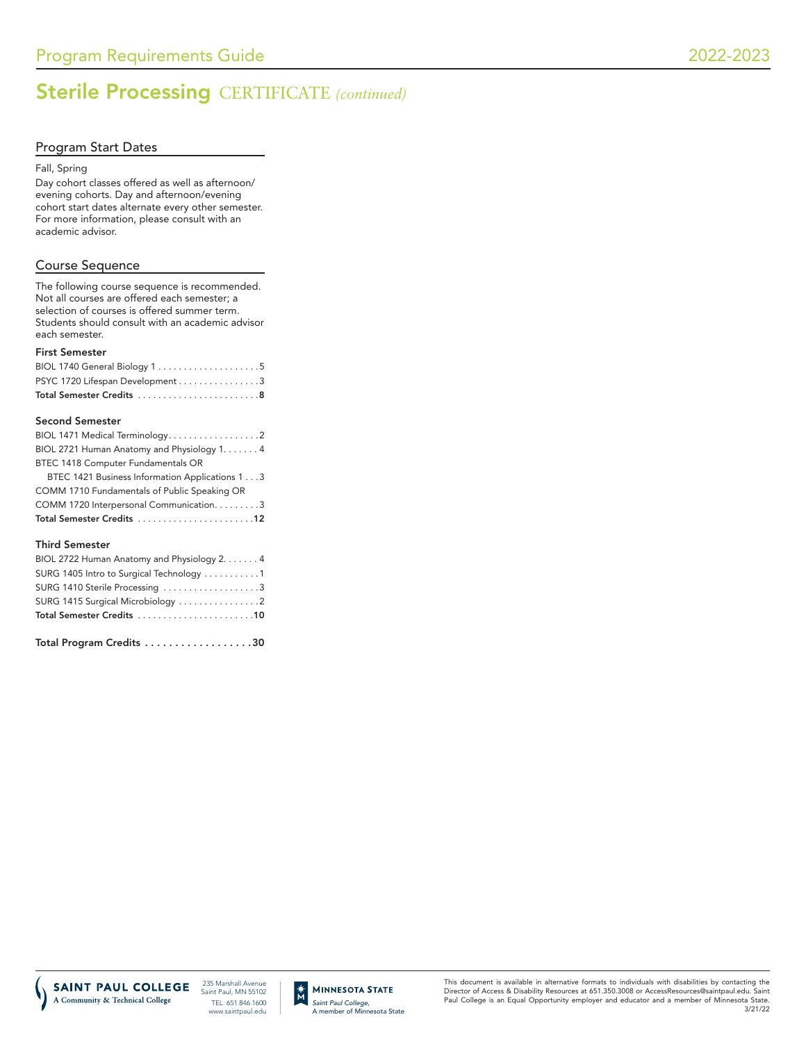# Sterile Processing CERTIFICATE *(continued)*

## Program Start Dates

Fall, Spring

Day cohort classes offered as well as afternoon/evening cohorts. Day and afternoon/evening cohort start dates alternate every other semester. For more information, please consult with an academic advisor.

## Course Sequence

The following course sequence is recommended. Not all courses are offered each semester; a selection of courses is offered summer term. Students should consult with an academic advisor each semester.

### First Semester

| | |
|---|---|
| BIOL 1740 General Biology 1 | 5 |
| PSYC 1720 Lifespan Development | 3 |
| **Total Semester Credits** | **8** |

### Second Semester

| | |
|---|---|
| BIOL 1471 Medical Terminology | 2 |
| BIOL 2721 Human Anatomy and Physiology 1 | 4 |
| BTEC 1418 Computer Fundamentals OR BTEC 1421 Business Information Applications 1 | 3 |
| COMM 1710 Fundamentals of Public Speaking OR COMM 1720 Interpersonal Communication | 3 |
| **Total Semester Credits** | **12** |

### Third Semester

| | |
|---|---|
| BIOL 2722 Human Anatomy and Physiology 2 | 4 |
| SURG 1405 Intro to Surgical Technology | 1 |
| SURG 1410 Sterile Processing | 3 |
| SURG 1415 Surgical Microbiology | 2 |
| **Total Semester Credits** | **10** |

**Total Program Credits . . . . . . . . . . . . . . . . . . 30**

SAINT PAUL COLLEGE
A Community & Technical College
235 Marshall Avenue
Saint Paul, MN 55102
TEL: 651.846.1600
www.saintpaul.edu

MINNESOTA STATE
*Saint Paul College, A member of Minnesota State*

This document is available in alternative formats to individuals with disabilities by contacting the Director of Access & Disability Resources at 651.350.3008 or AccessResources@saintpaul.edu. Saint Paul College is an Equal Opportunity employer and educator and a member of Minnesota State. 3/21/22